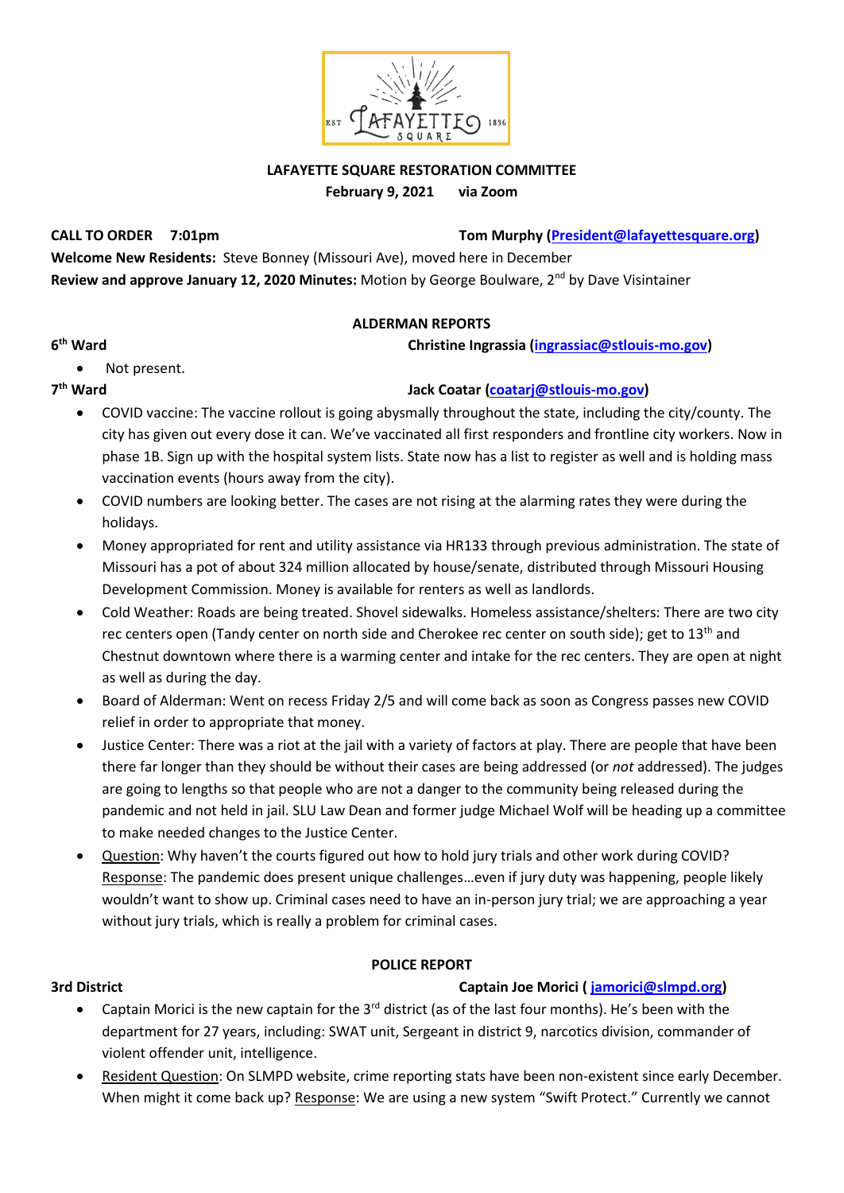**LAFAYETTE SQUARE RESTORATION COMMITTEE**
**February 9, 2021 via Zoom**

**CALL TO ORDER 7:01pm** **Tom Murphy (President@lafayettesquare.org)**

**Welcome New Residents:** Steve Bonney (Missouri Ave), moved here in December

**Review and approve January 12, 2020 Minutes:** Motion by George Boulware, 2nd by Dave Visintainer

## ALDERMAN REPORTS

**6th Ward** **Christine Ingrassia (ingrassiac@stlouis-mo.gov)**

- Not present.

**7th Ward** **Jack Coatar (coatarj@stlouis-mo.gov)**

- COVID vaccine: The vaccine rollout is going abysmally throughout the state, including the city/county. The city has given out every dose it can. We've vaccinated all first responders and frontline city workers. Now in phase 1B. Sign up with the hospital system lists. State now has a list to register as well and is holding mass vaccination events (hours away from the city).
- COVID numbers are looking better. The cases are not rising at the alarming rates they were during the holidays.
- Money appropriated for rent and utility assistance via HR133 through previous administration. The state of Missouri has a pot of about 324 million allocated by house/senate, distributed through Missouri Housing Development Commission. Money is available for renters as well as landlords.
- Cold Weather: Roads are being treated. Shovel sidewalks. Homeless assistance/shelters: There are two city rec centers open (Tandy center on north side and Cherokee rec center on south side); get to 13th and Chestnut downtown where there is a warming center and intake for the rec centers. They are open at night as well as during the day.
- Board of Alderman: Went on recess Friday 2/5 and will come back as soon as Congress passes new COVID relief in order to appropriate that money.
- Justice Center: There was a riot at the jail with a variety of factors at play. There are people that have been there far longer than they should be without their cases are being addressed (or *not* addressed). The judges are going to lengths so that people who are not a danger to the community being released during the pandemic and not held in jail. SLU Law Dean and former judge Michael Wolf will be heading up a committee to make needed changes to the Justice Center.
- Question: Why haven't the courts figured out how to hold jury trials and other work during COVID? Response: The pandemic does present unique challenges…even if jury duty was happening, people likely wouldn't want to show up. Criminal cases need to have an in-person jury trial; we are approaching a year without jury trials, which is really a problem for criminal cases.

## POLICE REPORT

**3rd District** **Captain Joe Morici ( jamorici@slmpd.org)**

- Captain Morici is the new captain for the 3rd district (as of the last four months). He's been with the department for 27 years, including: SWAT unit, Sergeant in district 9, narcotics division, commander of violent offender unit, intelligence.
- Resident Question: On SLMPD website, crime reporting stats have been non-existent since early December. When might it come back up? Response: We are using a new system "Swift Protect." Currently we cannot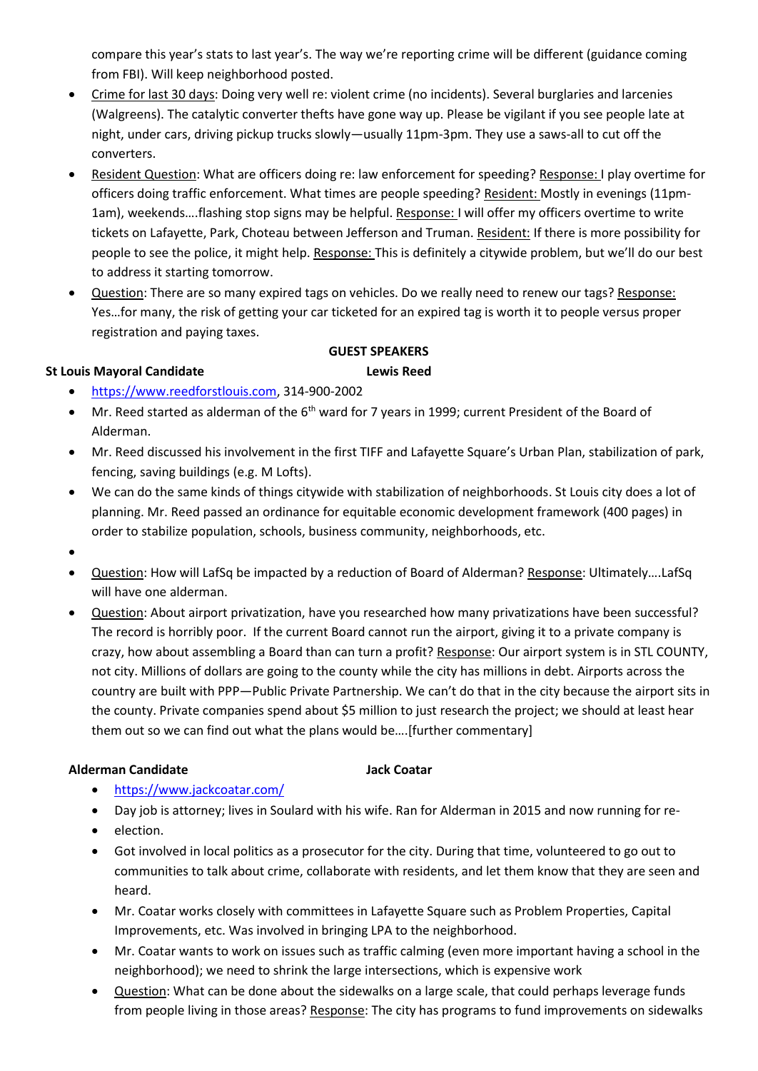compare this year's stats to last year's. The way we're reporting crime will be different (guidance coming from FBI). Will keep neighborhood posted.

- Crime for last 30 days: Doing very well re: violent crime (no incidents). Several burglaries and larcenies (Walgreens). The catalytic converter thefts have gone way up. Please be vigilant if you see people late at night, under cars, driving pickup trucks slowly—usually 11pm-3pm. They use a saws-all to cut off the converters.
- Resident Question: What are officers doing re: law enforcement for speeding? Response: I play overtime for officers doing traffic enforcement. What times are people speeding? Resident: Mostly in evenings (11pm-1am), weekends….flashing stop signs may be helpful. Response: I will offer my officers overtime to write tickets on Lafayette, Park, Choteau between Jefferson and Truman. Resident: If there is more possibility for people to see the police, it might help. Response: This is definitely a citywide problem, but we'll do our best to address it starting tomorrow.
- Question: There are so many expired tags on vehicles. Do we really need to renew our tags? Response: Yes…for many, the risk of getting your car ticketed for an expired tag is worth it to people versus proper registration and paying taxes.

**GUEST SPEAKERS**

**St Louis Mayoral Candidate** **Lewis Reed**

- https://www.reedforstlouis.com, 314-900-2002
- Mr. Reed started as alderman of the 6th ward for 7 years in 1999; current President of the Board of Alderman.
- Mr. Reed discussed his involvement in the first TIFF and Lafayette Square's Urban Plan, stabilization of park, fencing, saving buildings (e.g. M Lofts).
- We can do the same kinds of things citywide with stabilization of neighborhoods. St Louis city does a lot of planning. Mr. Reed passed an ordinance for equitable economic development framework (400 pages) in order to stabilize population, schools, business community, neighborhoods, etc.
-
- Question: How will LafSq be impacted by a reduction of Board of Alderman? Response: Ultimately….LafSq will have one alderman.
- Question: About airport privatization, have you researched how many privatizations have been successful? The record is horribly poor. If the current Board cannot run the airport, giving it to a private company is crazy, how about assembling a Board than can turn a profit? Response: Our airport system is in STL COUNTY, not city. Millions of dollars are going to the county while the city has millions in debt. Airports across the country are built with PPP—Public Private Partnership. We can't do that in the city because the airport sits in the county. Private companies spend about $5 million to just research the project; we should at least hear them out so we can find out what the plans would be….[further commentary]

**Alderman Candidate** **Jack Coatar**

- https://www.jackcoatar.com/
- Day job is attorney; lives in Soulard with his wife. Ran for Alderman in 2015 and now running for re-
- election.
- Got involved in local politics as a prosecutor for the city. During that time, volunteered to go out to communities to talk about crime, collaborate with residents, and let them know that they are seen and heard.
- Mr. Coatar works closely with committees in Lafayette Square such as Problem Properties, Capital Improvements, etc. Was involved in bringing LPA to the neighborhood.
- Mr. Coatar wants to work on issues such as traffic calming (even more important having a school in the neighborhood); we need to shrink the large intersections, which is expensive work
- Question: What can be done about the sidewalks on a large scale, that could perhaps leverage funds from people living in those areas? Response: The city has programs to fund improvements on sidewalks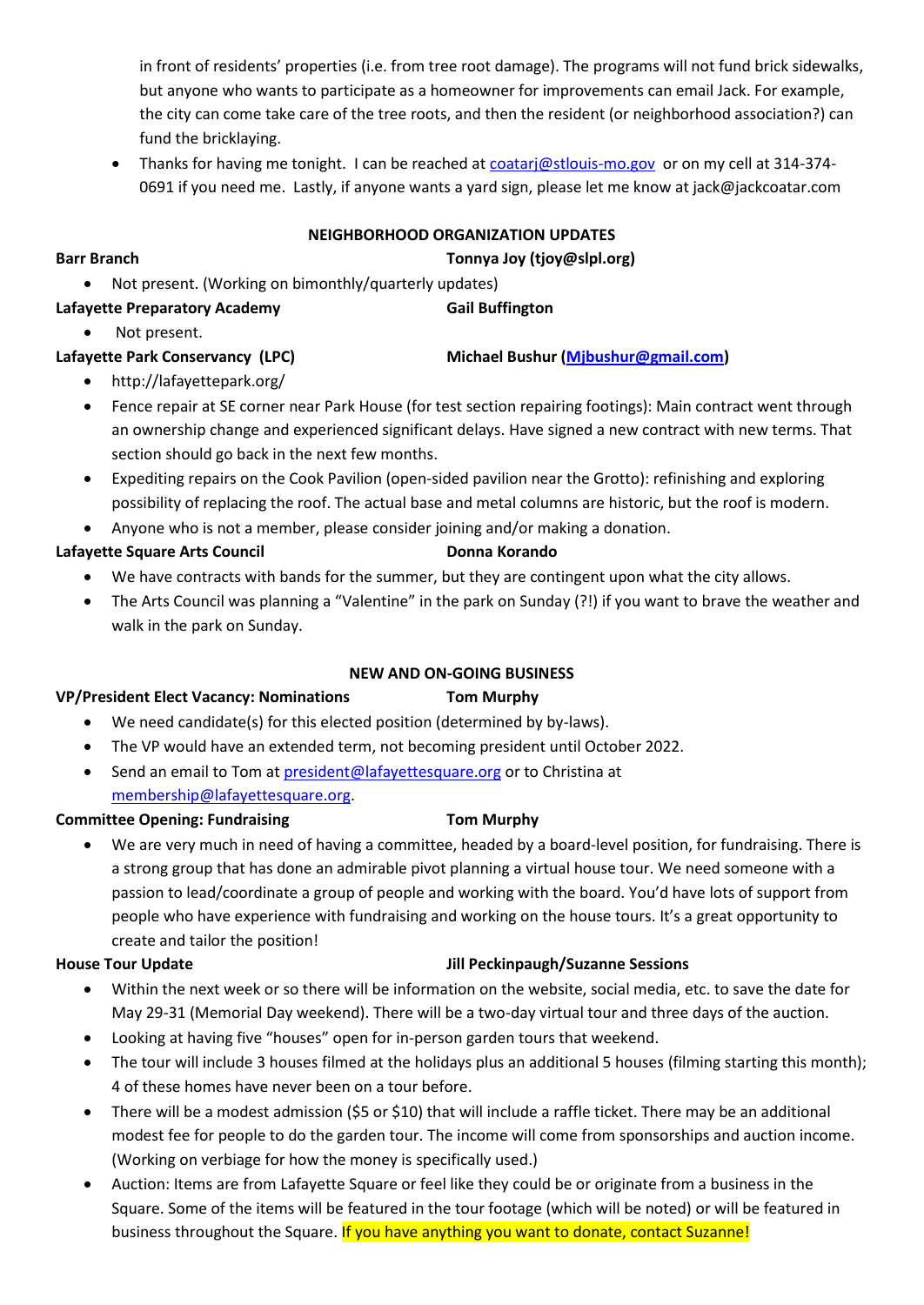in front of residents' properties (i.e. from tree root damage). The programs will not fund brick sidewalks, but anyone who wants to participate as a homeowner for improvements can email Jack. For example, the city can come take care of the tree roots, and then the resident (or neighborhood association?) can fund the bricklaying.

- Thanks for having me tonight. I can be reached at coatarj@stlouis-mo.gov or on my cell at 314-374-0691 if you need me. Lastly, if anyone wants a yard sign, please let me know at jack@jackcoatar.com

## NEIGHBORHOOD ORGANIZATION UPDATES

**Barr Branch** — **Tonnya Joy (tjoy@slpl.org)**

- Not present. (Working on bimonthly/quarterly updates)

**Lafayette Preparatory Academy** — **Gail Buffington**

- Not present.

**Lafayette Park Conservancy (LPC)** — **Michael Bushur (Mjbushur@gmail.com)**

- http://lafayettepark.org/
- Fence repair at SE corner near Park House (for test section repairing footings): Main contract went through an ownership change and experienced significant delays. Have signed a new contract with new terms. That section should go back in the next few months.
- Expediting repairs on the Cook Pavilion (open-sided pavilion near the Grotto): refinishing and exploring possibility of replacing the roof. The actual base and metal columns are historic, but the roof is modern.
- Anyone who is not a member, please consider joining and/or making a donation.

**Lafayette Square Arts Council** — **Donna Korando**

- We have contracts with bands for the summer, but they are contingent upon what the city allows.
- The Arts Council was planning a "Valentine" in the park on Sunday (?!) if you want to brave the weather and walk in the park on Sunday.

## NEW AND ON-GOING BUSINESS

**VP/President Elect Vacancy: Nominations** — **Tom Murphy**

- We need candidate(s) for this elected position (determined by by-laws).
- The VP would have an extended term, not becoming president until October 2022.
- Send an email to Tom at president@lafayettesquare.org or to Christina at membership@lafayettesquare.org.

**Committee Opening: Fundraising** — **Tom Murphy**

- We are very much in need of having a committee, headed by a board-level position, for fundraising. There is a strong group that has done an admirable pivot planning a virtual house tour. We need someone with a passion to lead/coordinate a group of people and working with the board. You'd have lots of support from people who have experience with fundraising and working on the house tours. It's a great opportunity to create and tailor the position!

**House Tour Update** — **Jill Peckinpaugh/Suzanne Sessions**

- Within the next week or so there will be information on the website, social media, etc. to save the date for May 29-31 (Memorial Day weekend). There will be a two-day virtual tour and three days of the auction.
- Looking at having five "houses" open for in-person garden tours that weekend.
- The tour will include 3 houses filmed at the holidays plus an additional 5 houses (filming starting this month); 4 of these homes have never been on a tour before.
- There will be a modest admission ($5 or $10) that will include a raffle ticket. There may be an additional modest fee for people to do the garden tour. The income will come from sponsorships and auction income. (Working on verbiage for how the money is specifically used.)
- Auction: Items are from Lafayette Square or feel like they could be or originate from a business in the Square. Some of the items will be featured in the tour footage (which will be noted) or will be featured in business throughout the Square. If you have anything you want to donate, contact Suzanne!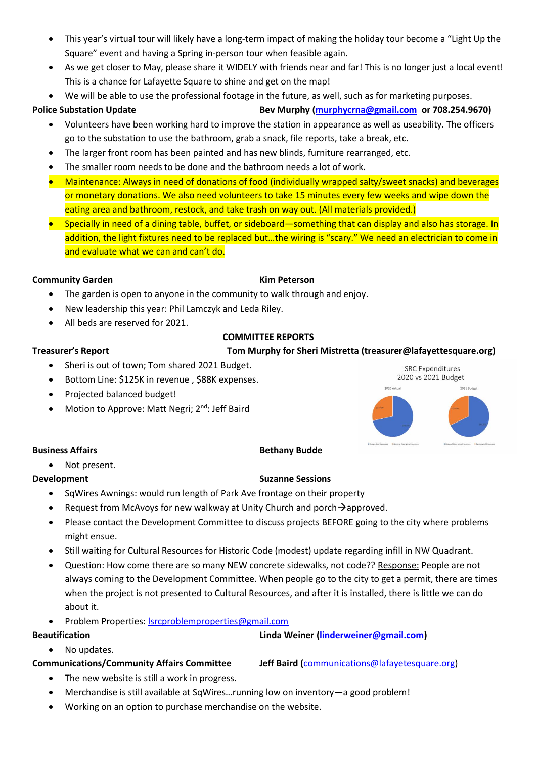- This year's virtual tour will likely have a long-term impact of making the holiday tour become a "Light Up the Square" event and having a Spring in-person tour when feasible again.
- As we get closer to May, please share it WIDELY with friends near and far! This is no longer just a local event! This is a chance for Lafayette Square to shine and get on the map!
- We will be able to use the professional footage in the future, as well, such as for marketing purposes.

**Police Substation Update** **Bev Murphy (murphycrna@gmail.com or 708.254.9670)**

- Volunteers have been working hard to improve the station in appearance as well as useability. The officers go to the substation to use the bathroom, grab a snack, file reports, take a break, etc.
- The larger front room has been painted and has new blinds, furniture rearranged, etc.
- The smaller room needs to be done and the bathroom needs a lot of work.
- Maintenance: Always in need of donations of food (individually wrapped salty/sweet snacks) and beverages or monetary donations. We also need volunteers to take 15 minutes every few weeks and wipe down the eating area and bathroom, restock, and take trash on way out. (All materials provided.)
- Specially in need of a dining table, buffet, or sideboard—something that can display and also has storage. In addition, the light fixtures need to be replaced but…the wiring is "scary." We need an electrician to come in and evaluate what we can and can't do.

**Community Garden** **Kim Peterson**

- The garden is open to anyone in the community to walk through and enjoy.
- New leadership this year: Phil Lamczyk and Leda Riley.
- All beds are reserved for 2021.

## COMMITTEE REPORTS

**Treasurer's Report** **Tom Murphy for Sheri Mistretta (treasurer@lafayettesquare.org)**

- Sheri is out of town; Tom shared 2021 Budget.
- Bottom Line: $125K in revenue , $88K expenses.
- Projected balanced budget!
- Motion to Approve: Matt Negri; 2nd: Jeff Baird

LSRC Expenditures
2020 vs 2021 Budget

**Business Affairs** **Bethany Budde**

- Not present.

**Development** **Suzanne Sessions**

- SqWires Awnings: would run length of Park Ave frontage on their property
- Request from McAvoys for new walkway at Unity Church and porch→approved.
- Please contact the Development Committee to discuss projects BEFORE going to the city where problems might ensue.
- Still waiting for Cultural Resources for Historic Code (modest) update regarding infill in NW Quadrant.
- Question: How come there are so many NEW concrete sidewalks, not code?? Response: People are not always coming to the Development Committee. When people go to the city to get a permit, there are times when the project is not presented to Cultural Resources, and after it is installed, there is little we can do about it.
- Problem Properties: lsrcproblemproperties@gmail.com

**Beautification** **Linda Weiner (linderweiner@gmail.com)**

- No updates.

**Communications/Community Affairs Committee** **Jeff Baird (communications@lafayetesquare.org)**

- The new website is still a work in progress.
- Merchandise is still available at SqWires…running low on inventory—a good problem!
- Working on an option to purchase merchandise on the website.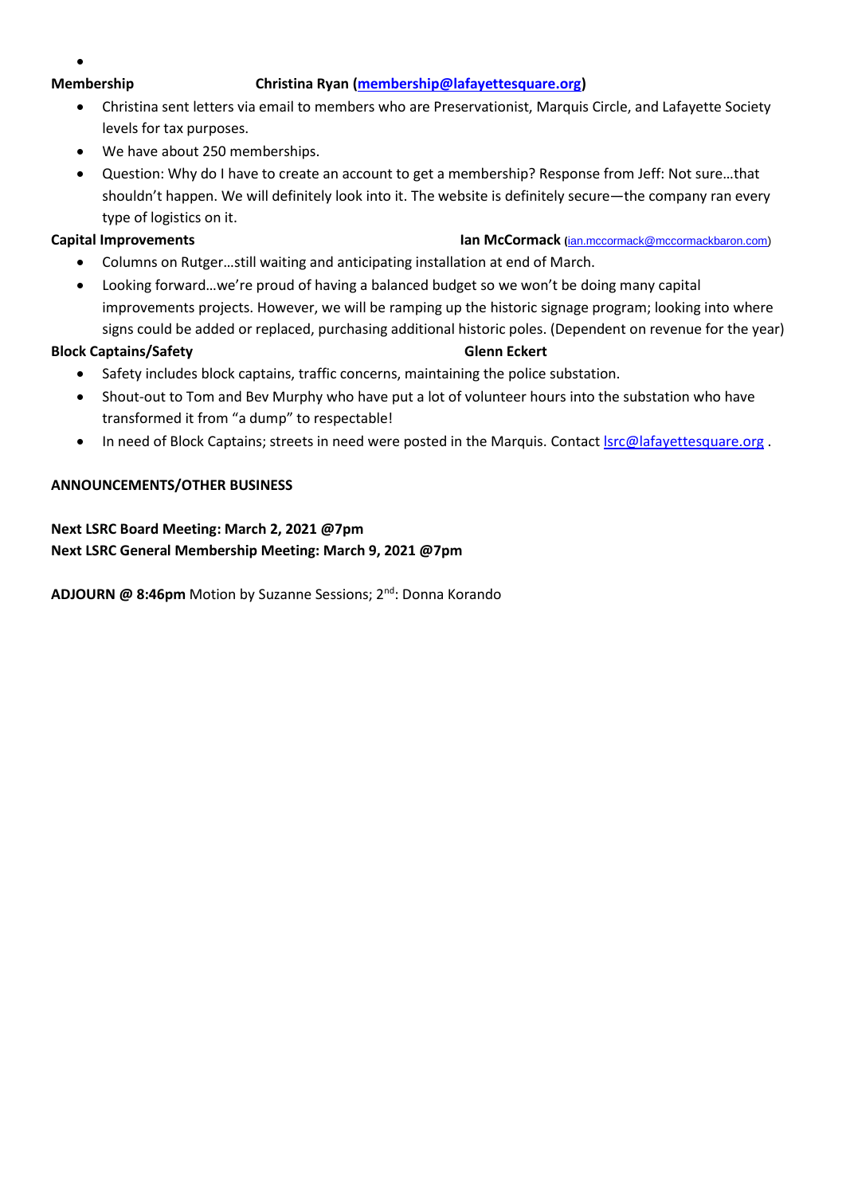- 

**Membership** **Christina Ryan (membership@lafayettesquare.org)**

- Christina sent letters via email to members who are Preservationist, Marquis Circle, and Lafayette Society levels for tax purposes.
- We have about 250 memberships.
- Question: Why do I have to create an account to get a membership? Response from Jeff: Not sure…that shouldn't happen. We will definitely look into it. The website is definitely secure—the company ran every type of logistics on it.

**Capital Improvements** **Ian McCormack** (ian.mccormack@mccormackbaron.com)

- Columns on Rutger…still waiting and anticipating installation at end of March.
- Looking forward…we're proud of having a balanced budget so we won't be doing many capital improvements projects. However, we will be ramping up the historic signage program; looking into where signs could be added or replaced, purchasing additional historic poles. (Dependent on revenue for the year)

**Block Captains/Safety** **Glenn Eckert**

- Safety includes block captains, traffic concerns, maintaining the police substation.
- Shout-out to Tom and Bev Murphy who have put a lot of volunteer hours into the substation who have transformed it from "a dump" to respectable!
- In need of Block Captains; streets in need were posted in the Marquis. Contact lsrc@lafayettesquare.org .

**ANNOUNCEMENTS/OTHER BUSINESS**

**Next LSRC Board Meeting: March 2, 2021 @7pm**
**Next LSRC General Membership Meeting: March 9, 2021 @7pm**

**ADJOURN @ 8:46pm** Motion by Suzanne Sessions; 2nd: Donna Korando